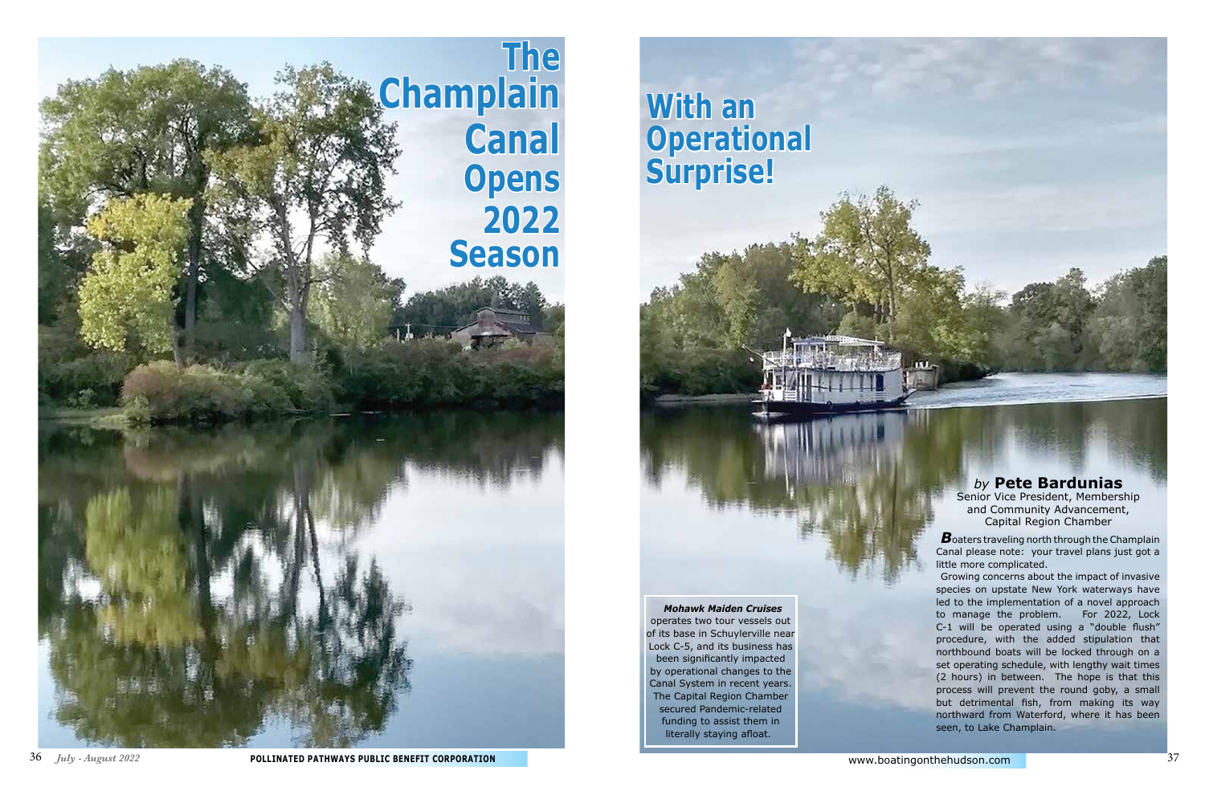# The Champlain Canal Opens 2022 Season With an Operational Surprise!

*by* **Pete Bardunias**
Senior Vice President, Membership and Community Advancement, Capital Region Chamber

***B***oaters traveling north through the Champlain Canal please note: your travel plans just got a little more complicated.

Growing concerns about the impact of invasive species on upstate New York waterways have led to the implementation of a novel approach to manage the problem. For 2022, Lock C-1 will be operated using a "double flush" procedure, with the added stipulation that northbound boats will be locked through on a set operating schedule, with lengthy wait times (2 hours) in between. The hope is that this process will prevent the round goby, a small but detrimental fish, from making its way northward from Waterford, where it has been seen, to Lake Champlain.

***Mohawk Maiden Cruises*** operates two tour vessels out of its base in Schuylerville near Lock C-5, and its business has been significantly impacted by operational changes to the Canal System in recent years. The Capital Region Chamber secured Pandemic-related funding to assist them in literally staying afloat.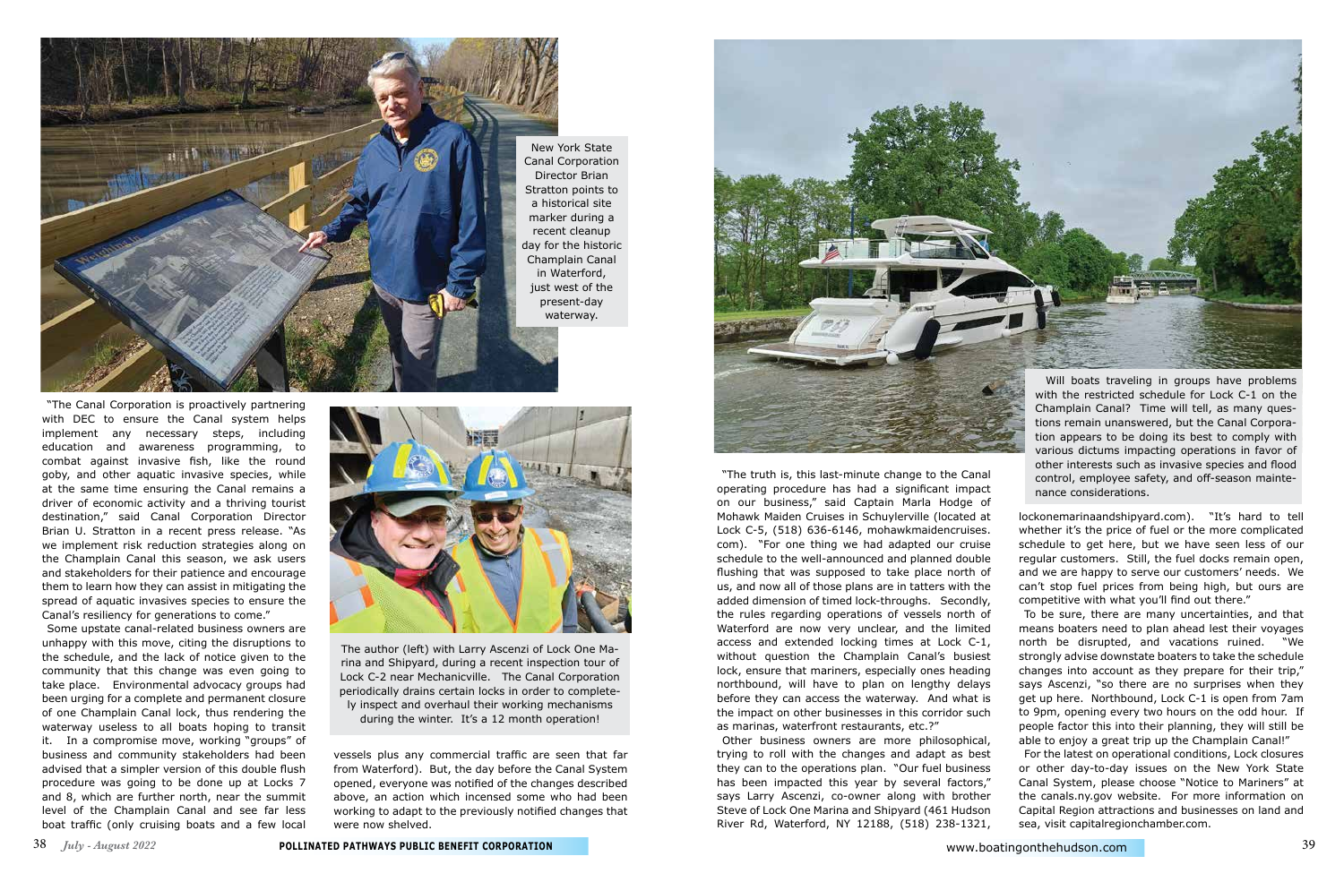New York State Canal Corporation Director Brian Stratton points to a historical site marker during a recent cleanup day for the historic Champlain Canal in Waterford, just west of the present-day waterway.

"The Canal Corporation is proactively partnering with DEC to ensure the Canal system helps implement any necessary steps, including education and awareness programming, to combat against invasive fish, like the round goby, and other aquatic invasive species, while at the same time ensuring the Canal remains a driver of economic activity and a thriving tourist destination," said Canal Corporation Director Brian U. Stratton in a recent press release. "As we implement risk reduction strategies along on the Champlain Canal this season, we ask users and stakeholders for their patience and encourage them to learn how they can assist in mitigating the spread of aquatic invasives species to ensure the Canal's resiliency for generations to come."

Some upstate canal-related business owners are unhappy with this move, citing the disruptions to the schedule, and the lack of notice given to the community that this change was even going to take place. Environmental advocacy groups had been urging for a complete and permanent closure of one Champlain Canal lock, thus rendering the waterway useless to all boats hoping to transit it. In a compromise move, working "groups" of business and community stakeholders had been advised that a simpler version of this double flush procedure was going to be done up at Locks 7 and 8, which are further north, near the summit level of the Champlain Canal and see far less boat traffic (only cruising boats and a few local vessels plus any commercial traffic are seen that far from Waterford). But, the day before the Canal System opened, everyone was notified of the changes described above, an action which incensed some who had been working to adapt to the previously notified changes that were now shelved.

The author (left) with Larry Ascenzi of Lock One Marina and Shipyard, during a recent inspection tour of Lock C-2 near Mechanicville. The Canal Corporation periodically drains certain locks in order to completely inspect and overhaul their working mechanisms during the winter. It's a 12 month operation!

Will boats traveling in groups have problems with the restricted schedule for Lock C-1 on the Champlain Canal? Time will tell, as many questions remain unanswered, but the Canal Corporation appears to be doing its best to comply with various dictums impacting operations in favor of other interests such as invasive species and flood control, employee safety, and off-season maintenance considerations.

"The truth is, this last-minute change to the Canal operating procedure has had a significant impact on our business," said Captain Marla Hodge of Mohawk Maiden Cruises in Schuylerville (located at Lock C-5, (518) 636-6146, mohawkmaidencruises.com). "For one thing we had adapted our cruise schedule to the well-announced and planned double flushing that was supposed to take place north of us, and now all of those plans are in tatters with the added dimension of timed lock-throughs. Secondly, the rules regarding operations of vessels north of Waterford are now very unclear, and the limited access and extended locking times at Lock C-1, without question the Champlain Canal's busiest lock, ensure that mariners, especially ones heading northbound, will have to plan on lengthy delays before they can access the waterway. And what is the impact on other businesses in this corridor such as marinas, waterfront restaurants, etc.?"

Other business owners are more philosophical, trying to roll with the changes and adapt as best they can to the operations plan. "Our fuel business has been impacted this year by several factors," says Larry Ascenzi, co-owner along with brother Steve of Lock One Marina and Shipyard (461 Hudson River Rd, Waterford, NY 12188, (518) 238-1321, lockonemarinaandshipyard.com). "It's hard to tell whether it's the price of fuel or the more complicated schedule to get here, but we have seen less of our regular customers. Still, the fuel docks remain open, and we are happy to serve our customers' needs. We can't stop fuel prices from being high, but ours are competitive with what you'll find out there."

To be sure, there are many uncertainties, and that means boaters need to plan ahead lest their voyages north be disrupted, and vacations ruined. "We strongly advise downstate boaters to take the schedule changes into account as they prepare for their trip," says Ascenzi, "so there are no surprises when they get up here. Northbound, Lock C-1 is open from 7am to 9pm, opening every two hours on the odd hour. If people factor this into their planning, they will still be able to enjoy a great trip up the Champlain Canal!"

For the latest on operational conditions, Lock closures or other day-to-day issues on the New York State Canal System, please choose "Notice to Mariners" at the canals.ny.gov website. For more information on Capital Region attractions and businesses on land and sea, visit capitalregionchamber.com.